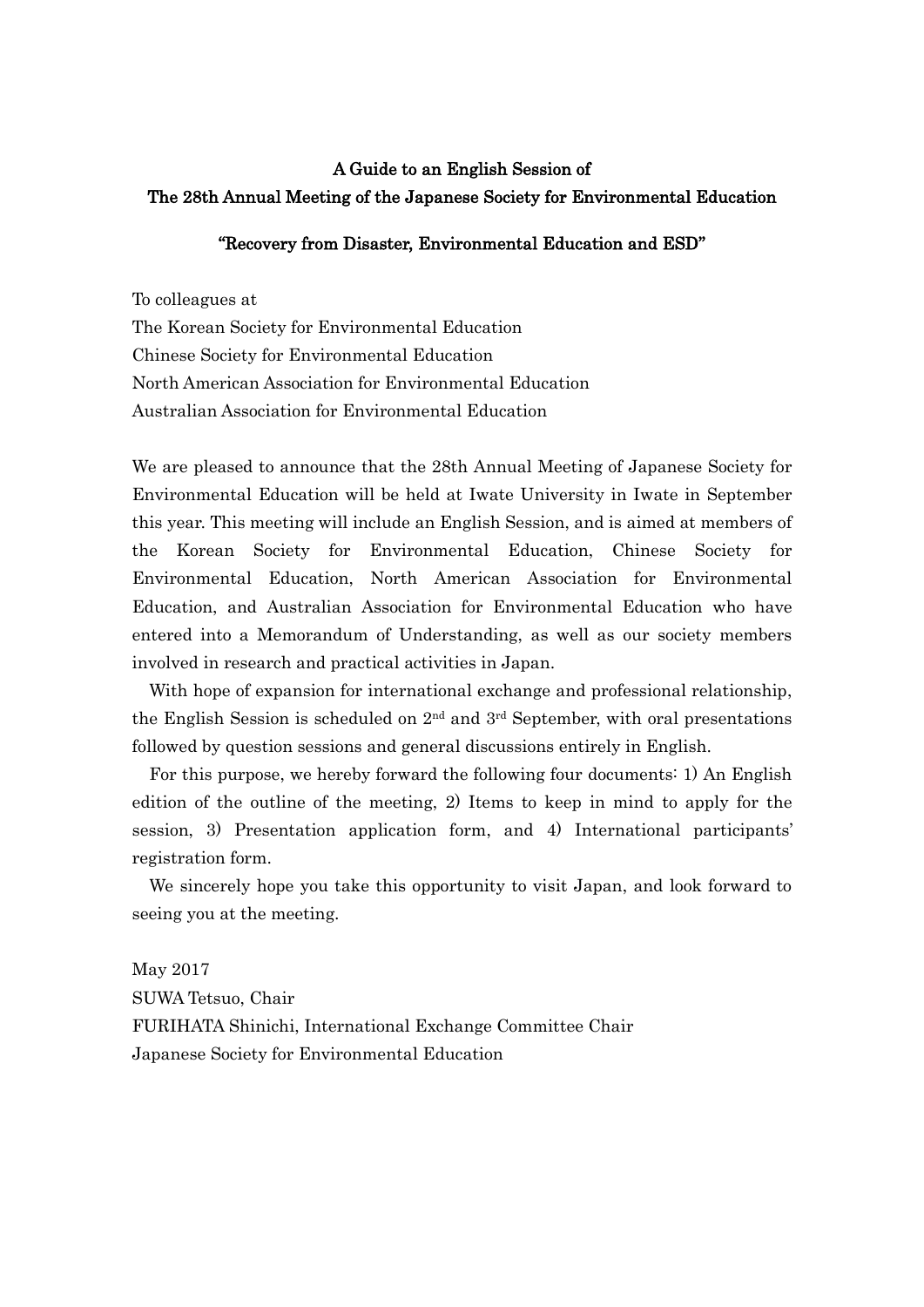## A Guide to an English Session of The 28th Annual Meeting of the Japanese Society for Environmental Education

### "Recovery from Disaster, Environmental Education and ESD"

To colleagues at
The Korean Society for Environmental Education
Chinese Society for Environmental Education
North American Association for Environmental Education
Australian Association for Environmental Education

We are pleased to announce that the 28th Annual Meeting of Japanese Society for Environmental Education will be held at Iwate University in Iwate in September this year. This meeting will include an English Session, and is aimed at members of the Korean Society for Environmental Education, Chinese Society for Environmental Education, North American Association for Environmental Education, and Australian Association for Environmental Education who have entered into a Memorandum of Understanding, as well as our society members involved in research and practical activities in Japan.

With hope of expansion for international exchange and professional relationship, the English Session is scheduled on 2nd and 3rd September, with oral presentations followed by question sessions and general discussions entirely in English.

For this purpose, we hereby forward the following four documents: 1) An English edition of the outline of the meeting, 2) Items to keep in mind to apply for the session, 3) Presentation application form, and 4) International participants' registration form.

We sincerely hope you take this opportunity to visit Japan, and look forward to seeing you at the meeting.

May 2017
SUWA Tetsuo, Chair
FURIHATA Shinichi, International Exchange Committee Chair
Japanese Society for Environmental Education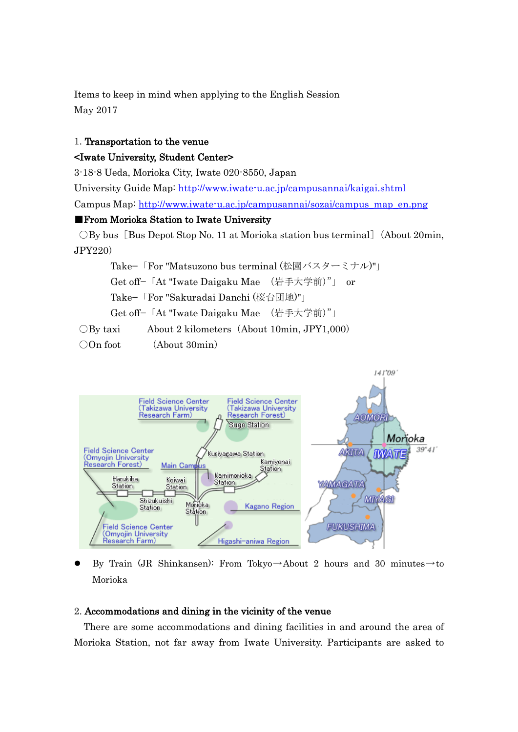Items to keep in mind when applying to the English Session
May 2017

## 1. **Transportation to the venue**

**<Iwate University, Student Center>**

3-18-8 Ueda, Morioka City, Iwate 020-8550, Japan

University Guide Map: http://www.iwate-u.ac.jp/campusannai/kaigai.shtml

Campus Map: http://www.iwate-u.ac.jp/campusannai/sozai/campus_map_en.png

**■From Morioka Station to Iwate University**

○By bus［Bus Depot Stop No. 11 at Morioka station bus terminal］(About 20min, JPY220)

Take−「For "Matsuzono bus terminal (松園バスターミナル)"」

Get off−「At "Iwate Daigaku Mae　(岩手大学前)"」　or

Take−「For "Sakuradai Danchi (桜台団地)"」

Get off−「At "Iwate Daigaku Mae　(岩手大学前)"」

○By taxi　　About 2 kilometers（About 10min, JPY1,000）

○On foot　　（About 30min）

- By Train (JR Shinkansen): From Tokyo→About 2 hours and 30 minutes→to Morioka

## 2. **Accommodations and dining in the vicinity of the venue**

There are some accommodations and dining facilities in and around the area of Morioka Station, not far away from Iwate University. Participants are asked to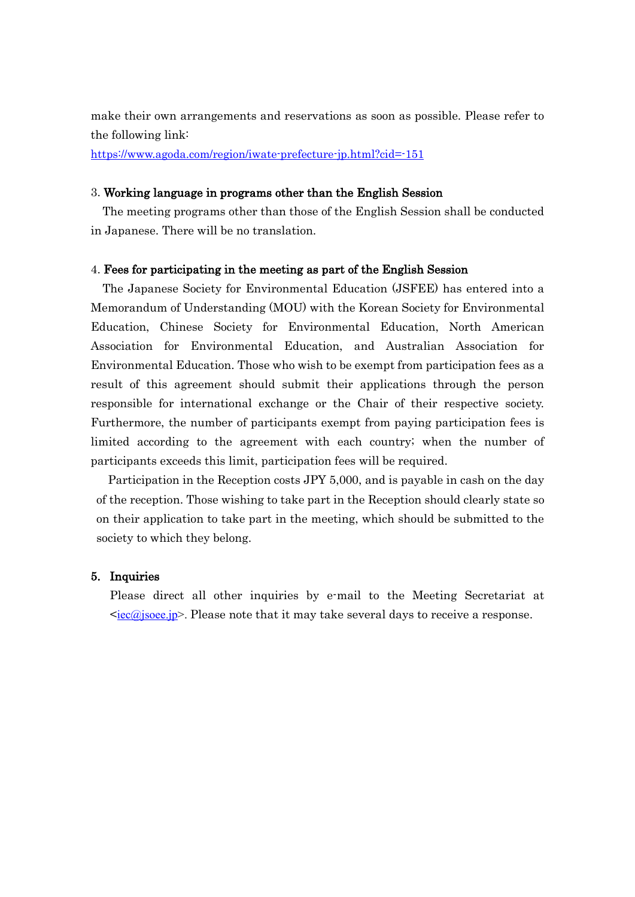make their own arrangements and reservations as soon as possible. Please refer to the following link:

https://www.agoda.com/region/iwate-prefecture-jp.html?cid=-151

3. **Working language in programs other than the English Session**

The meeting programs other than those of the English Session shall be conducted in Japanese. There will be no translation.

4. **Fees for participating in the meeting as part of the English Session**

The Japanese Society for Environmental Education (JSFEE) has entered into a Memorandum of Understanding (MOU) with the Korean Society for Environmental Education, Chinese Society for Environmental Education, North American Association for Environmental Education, and Australian Association for Environmental Education. Those who wish to be exempt from participation fees as a result of this agreement should submit their applications through the person responsible for international exchange or the Chair of their respective society. Furthermore, the number of participants exempt from paying participation fees is limited according to the agreement with each country; when the number of participants exceeds this limit, participation fees will be required.

Participation in the Reception costs JPY 5,000, and is payable in cash on the day of the reception. Those wishing to take part in the Reception should clearly state so on their application to take part in the meeting, which should be submitted to the society to which they belong.

5. **Inquiries**

Please direct all other inquiries by e-mail to the Meeting Secretariat at <iec@jsoee.jp>. Please note that it may take several days to receive a response.